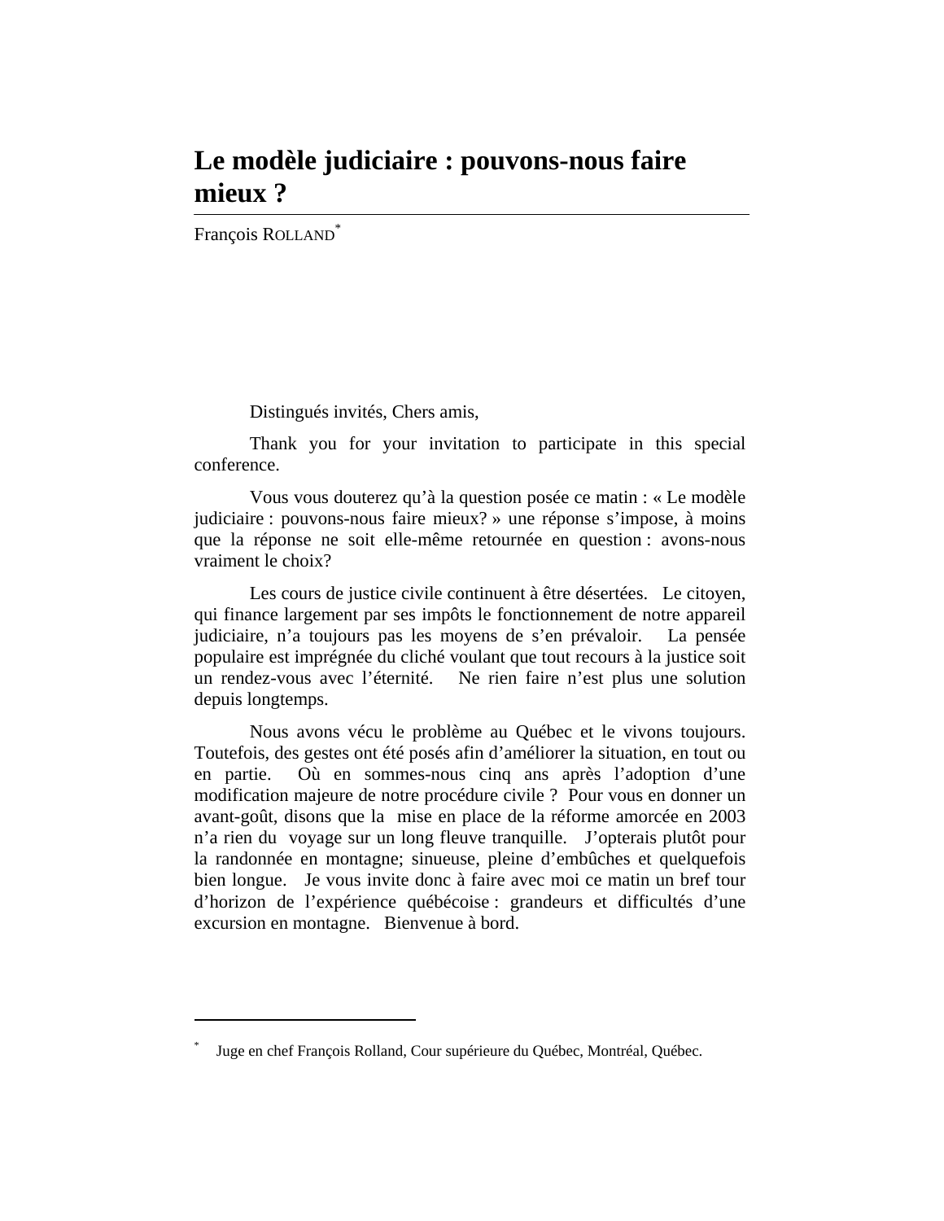# Le modèle judiciaire : pouvons-nous faire mieux ?

François ROLLAND*

Distingués invités, Chers amis,

Thank you for your invitation to participate in this special conference.

Vous vous douterez qu'à la question posée ce matin : « Le modèle judiciaire : pouvons-nous faire mieux? » une réponse s'impose, à moins que la réponse ne soit elle-même retournée en question : avons-nous vraiment le choix?

Les cours de justice civile continuent à être désertées. Le citoyen, qui finance largement par ses impôts le fonctionnement de notre appareil judiciaire, n'a toujours pas les moyens de s'en prévaloir. La pensée populaire est imprégnée du cliché voulant que tout recours à la justice soit un rendez-vous avec l'éternité. Ne rien faire n'est plus une solution depuis longtemps.

Nous avons vécu le problème au Québec et le vivons toujours. Toutefois, des gestes ont été posés afin d'améliorer la situation, en tout ou en partie. Où en sommes-nous cinq ans après l'adoption d'une modification majeure de notre procédure civile ? Pour vous en donner un avant-goût, disons que la mise en place de la réforme amorcée en 2003 n'a rien du voyage sur un long fleuve tranquille. J'opterais plutôt pour la randonnée en montagne; sinueuse, pleine d'embûches et quelquefois bien longue. Je vous invite donc à faire avec moi ce matin un bref tour d'horizon de l'expérience québécoise : grandeurs et difficultés d'une excursion en montagne. Bienvenue à bord.

---

* Juge en chef François Rolland, Cour supérieure du Québec, Montréal, Québec.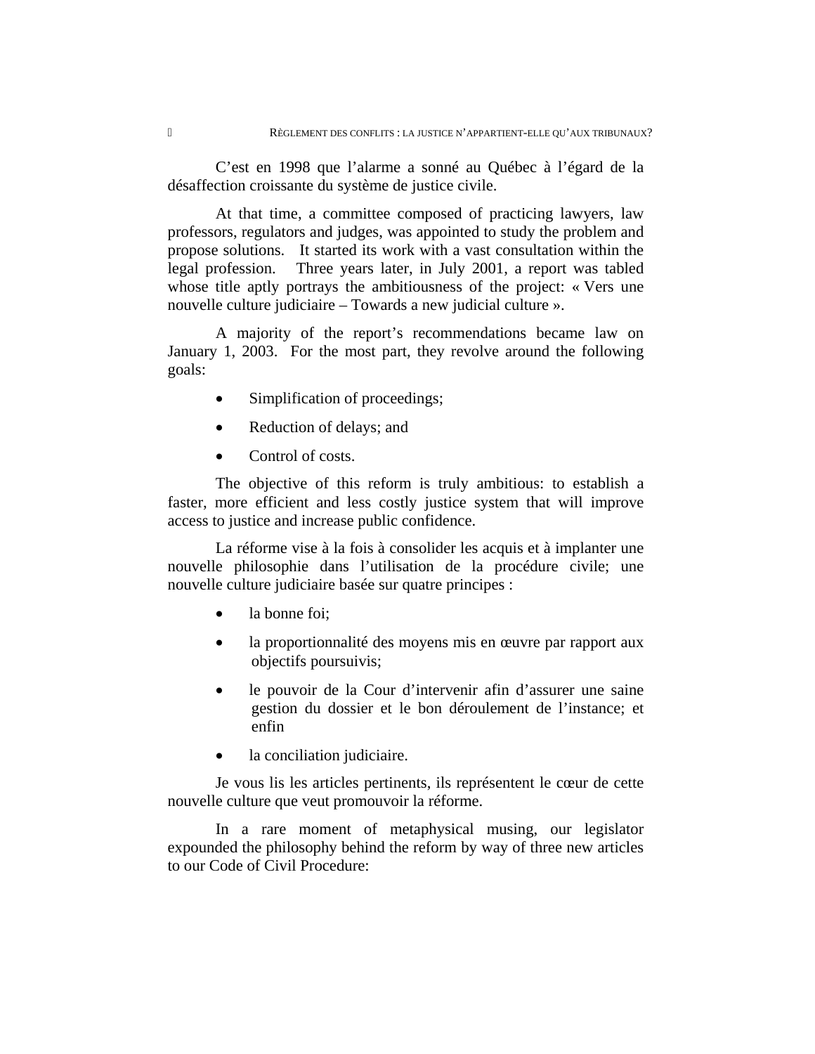C'est en 1998 que l'alarme a sonné au Québec à l'égard de la désaffection croissante du système de justice civile.

At that time, a committee composed of practicing lawyers, law professors, regulators and judges, was appointed to study the problem and propose solutions. It started its work with a vast consultation within the legal profession. Three years later, in July 2001, a report was tabled whose title aptly portrays the ambitiousness of the project: « Vers une nouvelle culture judiciaire – Towards a new judicial culture ».

A majority of the report's recommendations became law on January 1, 2003. For the most part, they revolve around the following goals:

- Simplification of proceedings;
- Reduction of delays; and
- Control of costs.

The objective of this reform is truly ambitious: to establish a faster, more efficient and less costly justice system that will improve access to justice and increase public confidence.

La réforme vise à la fois à consolider les acquis et à implanter une nouvelle philosophie dans l'utilisation de la procédure civile; une nouvelle culture judiciaire basée sur quatre principes :

- la bonne foi;
- la proportionnalité des moyens mis en œuvre par rapport aux objectifs poursuivis;
- le pouvoir de la Cour d'intervenir afin d'assurer une saine gestion du dossier et le bon déroulement de l'instance; et enfin
- la conciliation judiciaire.

Je vous lis les articles pertinents, ils représentent le cœur de cette nouvelle culture que veut promouvoir la réforme.

In a rare moment of metaphysical musing, our legislator expounded the philosophy behind the reform by way of three new articles to our Code of Civil Procedure: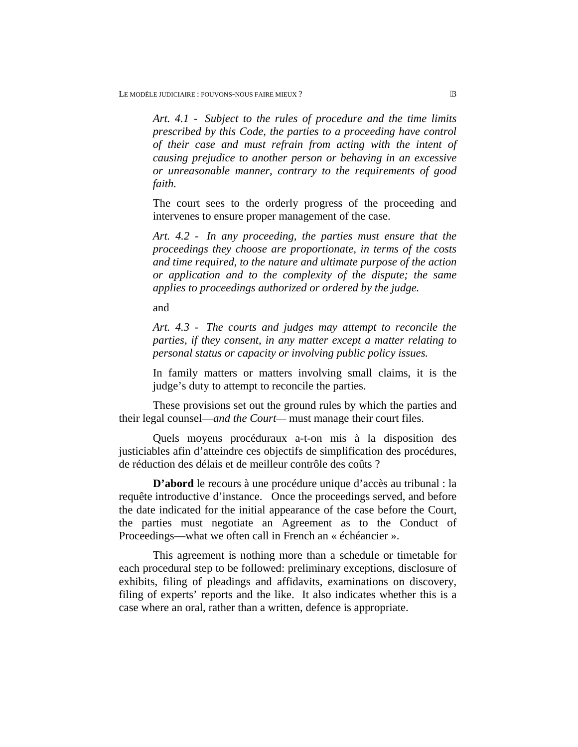*Art. 4.1 - Subject to the rules of procedure and the time limits prescribed by this Code, the parties to a proceeding have control of their case and must refrain from acting with the intent of causing prejudice to another person or behaving in an excessive or unreasonable manner, contrary to the requirements of good faith.*

> The court sees to the orderly progress of the proceeding and intervenes to ensure proper management of the case.

*Art. 4.2 - In any proceeding, the parties must ensure that the proceedings they choose are proportionate, in terms of the costs and time required, to the nature and ultimate purpose of the action or application and to the complexity of the dispute; the same applies to proceedings authorized or ordered by the judge.*

and

*Art. 4.3 - The courts and judges may attempt to reconcile the parties, if they consent, in any matter except a matter relating to personal status or capacity or involving public policy issues.*

> In family matters or matters involving small claims, it is the judge's duty to attempt to reconcile the parties.

These provisions set out the ground rules by which the parties and their legal counsel—*and the Court*— must manage their court files.

Quels moyens procéduraux a-t-on mis à la disposition des justiciables afin d'atteindre ces objectifs de simplification des procédures, de réduction des délais et de meilleur contrôle des coûts ?

**D'abord** le recours à une procédure unique d'accès au tribunal : la requête introductive d'instance. Once the proceedings served, and before the date indicated for the initial appearance of the case before the Court, the parties must negotiate an Agreement as to the Conduct of Proceedings—what we often call in French an « échéancier ».

This agreement is nothing more than a schedule or timetable for each procedural step to be followed: preliminary exceptions, disclosure of exhibits, filing of pleadings and affidavits, examinations on discovery, filing of experts' reports and the like. It also indicates whether this is a case where an oral, rather than a written, defence is appropriate.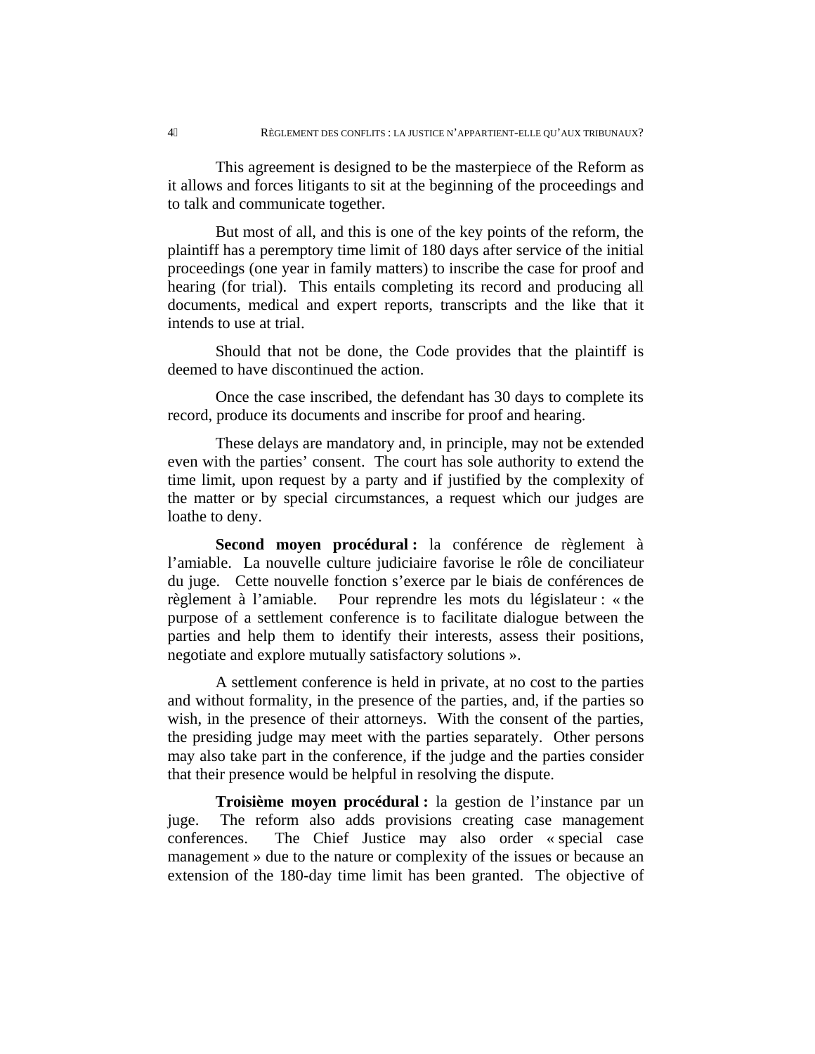This agreement is designed to be the masterpiece of the Reform as it allows and forces litigants to sit at the beginning of the proceedings and to talk and communicate together.

But most of all, and this is one of the key points of the reform, the plaintiff has a peremptory time limit of 180 days after service of the initial proceedings (one year in family matters) to inscribe the case for proof and hearing (for trial). This entails completing its record and producing all documents, medical and expert reports, transcripts and the like that it intends to use at trial.

Should that not be done, the Code provides that the plaintiff is deemed to have discontinued the action.

Once the case inscribed, the defendant has 30 days to complete its record, produce its documents and inscribe for proof and hearing.

These delays are mandatory and, in principle, may not be extended even with the parties' consent. The court has sole authority to extend the time limit, upon request by a party and if justified by the complexity of the matter or by special circumstances, a request which our judges are loathe to deny.

**Second moyen procédural :** la conférence de règlement à l'amiable. La nouvelle culture judiciaire favorise le rôle de conciliateur du juge. Cette nouvelle fonction s'exerce par le biais de conférences de règlement à l'amiable. Pour reprendre les mots du législateur : « the purpose of a settlement conference is to facilitate dialogue between the parties and help them to identify their interests, assess their positions, negotiate and explore mutually satisfactory solutions ».

A settlement conference is held in private, at no cost to the parties and without formality, in the presence of the parties, and, if the parties so wish, in the presence of their attorneys. With the consent of the parties, the presiding judge may meet with the parties separately. Other persons may also take part in the conference, if the judge and the parties consider that their presence would be helpful in resolving the dispute.

**Troisième moyen procédural :** la gestion de l'instance par un juge. The reform also adds provisions creating case management conferences. The Chief Justice may also order « special case management » due to the nature or complexity of the issues or because an extension of the 180-day time limit has been granted. The objective of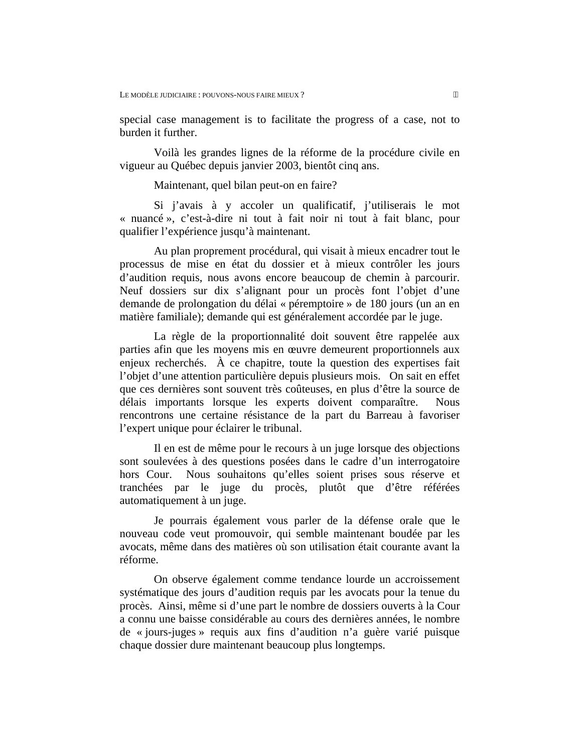special case management is to facilitate the progress of a case, not to burden it further.

Voilà les grandes lignes de la réforme de la procédure civile en vigueur au Québec depuis janvier 2003, bientôt cinq ans.

Maintenant, quel bilan peut-on en faire?

Si j'avais à y accoler un qualificatif, j'utiliserais le mot « nuancé », c'est-à-dire ni tout à fait noir ni tout à fait blanc, pour qualifier l'expérience jusqu'à maintenant.

Au plan proprement procédural, qui visait à mieux encadrer tout le processus de mise en état du dossier et à mieux contrôler les jours d'audition requis, nous avons encore beaucoup de chemin à parcourir. Neuf dossiers sur dix s'alignant pour un procès font l'objet d'une demande de prolongation du délai « péremptoire » de 180 jours (un an en matière familiale); demande qui est généralement accordée par le juge.

La règle de la proportionnalité doit souvent être rappelée aux parties afin que les moyens mis en œuvre demeurent proportionnels aux enjeux recherchés. À ce chapitre, toute la question des expertises fait l'objet d'une attention particulière depuis plusieurs mois. On sait en effet que ces dernières sont souvent très coûteuses, en plus d'être la source de délais importants lorsque les experts doivent comparaître. Nous rencontrons une certaine résistance de la part du Barreau à favoriser l'expert unique pour éclairer le tribunal.

Il en est de même pour le recours à un juge lorsque des objections sont soulevées à des questions posées dans le cadre d'un interrogatoire hors Cour. Nous souhaitons qu'elles soient prises sous réserve et tranchées par le juge du procès, plutôt que d'être référées automatiquement à un juge.

Je pourrais également vous parler de la défense orale que le nouveau code veut promouvoir, qui semble maintenant boudée par les avocats, même dans des matières où son utilisation était courante avant la réforme.

On observe également comme tendance lourde un accroissement systématique des jours d'audition requis par les avocats pour la tenue du procès. Ainsi, même si d'une part le nombre de dossiers ouverts à la Cour a connu une baisse considérable au cours des dernières années, le nombre de « jours-juges » requis aux fins d'audition n'a guère varié puisque chaque dossier dure maintenant beaucoup plus longtemps.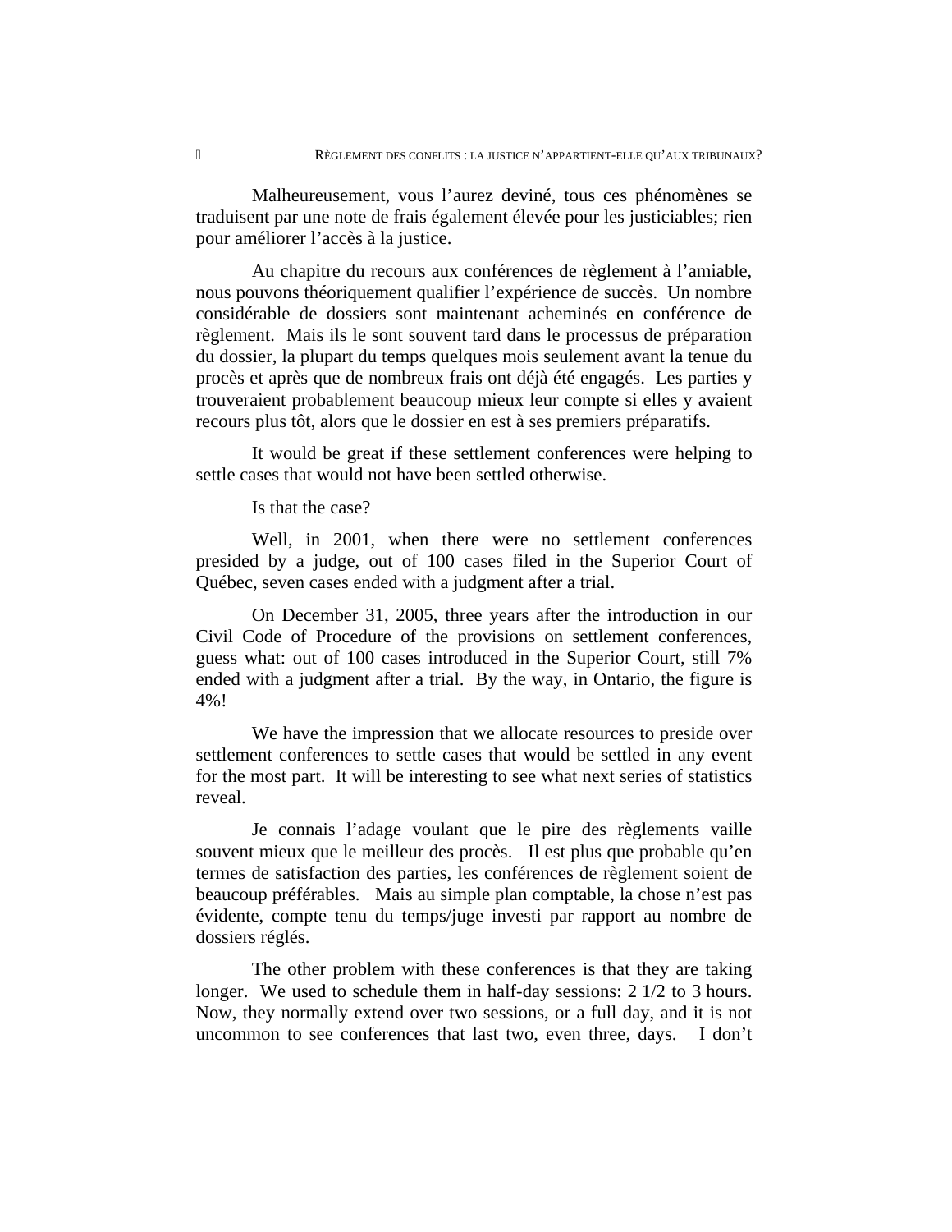Malheureusement, vous l'aurez deviné, tous ces phénomènes se traduisent par une note de frais également élevée pour les justiciables; rien pour améliorer l'accès à la justice.

Au chapitre du recours aux conférences de règlement à l'amiable, nous pouvons théoriquement qualifier l'expérience de succès. Un nombre considérable de dossiers sont maintenant acheminés en conférence de règlement. Mais ils le sont souvent tard dans le processus de préparation du dossier, la plupart du temps quelques mois seulement avant la tenue du procès et après que de nombreux frais ont déjà été engagés. Les parties y trouveraient probablement beaucoup mieux leur compte si elles y avaient recours plus tôt, alors que le dossier en est à ses premiers préparatifs.

It would be great if these settlement conferences were helping to settle cases that would not have been settled otherwise.

Is that the case?

Well, in 2001, when there were no settlement conferences presided by a judge, out of 100 cases filed in the Superior Court of Québec, seven cases ended with a judgment after a trial.

On December 31, 2005, three years after the introduction in our Civil Code of Procedure of the provisions on settlement conferences, guess what: out of 100 cases introduced in the Superior Court, still 7% ended with a judgment after a trial. By the way, in Ontario, the figure is 4%!

We have the impression that we allocate resources to preside over settlement conferences to settle cases that would be settled in any event for the most part. It will be interesting to see what next series of statistics reveal.

Je connais l'adage voulant que le pire des règlements vaille souvent mieux que le meilleur des procès. Il est plus que probable qu'en termes de satisfaction des parties, les conférences de règlement soient de beaucoup préférables. Mais au simple plan comptable, la chose n'est pas évidente, compte tenu du temps/juge investi par rapport au nombre de dossiers réglés.

The other problem with these conferences is that they are taking longer. We used to schedule them in half-day sessions: 2 1/2 to 3 hours. Now, they normally extend over two sessions, or a full day, and it is not uncommon to see conferences that last two, even three, days. I don't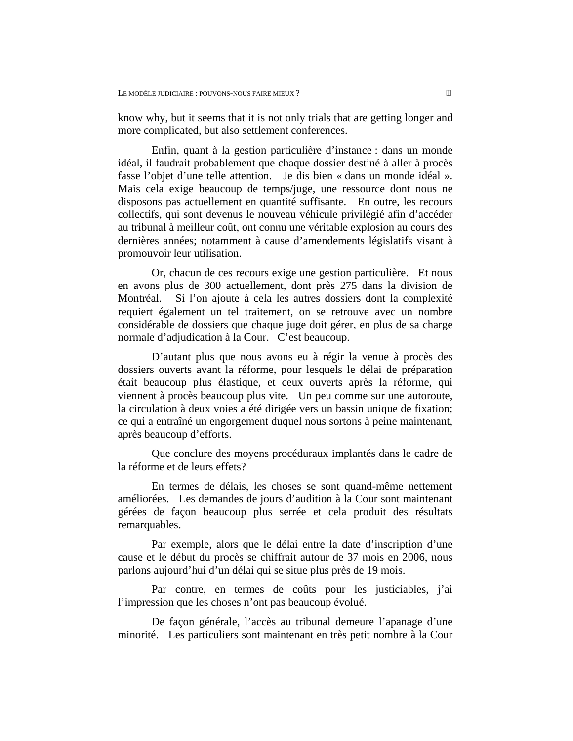know why, but it seems that it is not only trials that are getting longer and more complicated, but also settlement conferences.

Enfin, quant à la gestion particulière d'instance : dans un monde idéal, il faudrait probablement que chaque dossier destiné à aller à procès fasse l'objet d'une telle attention. Je dis bien « dans un monde idéal ». Mais cela exige beaucoup de temps/juge, une ressource dont nous ne disposons pas actuellement en quantité suffisante. En outre, les recours collectifs, qui sont devenus le nouveau véhicule privilégié afin d'accéder au tribunal à meilleur coût, ont connu une véritable explosion au cours des dernières années; notamment à cause d'amendements législatifs visant à promouvoir leur utilisation.

Or, chacun de ces recours exige une gestion particulière. Et nous en avons plus de 300 actuellement, dont près 275 dans la division de Montréal. Si l'on ajoute à cela les autres dossiers dont la complexité requiert également un tel traitement, on se retrouve avec un nombre considérable de dossiers que chaque juge doit gérer, en plus de sa charge normale d'adjudication à la Cour. C'est beaucoup.

D'autant plus que nous avons eu à régir la venue à procès des dossiers ouverts avant la réforme, pour lesquels le délai de préparation était beaucoup plus élastique, et ceux ouverts après la réforme, qui viennent à procès beaucoup plus vite. Un peu comme sur une autoroute, la circulation à deux voies a été dirigée vers un bassin unique de fixation; ce qui a entraîné un engorgement duquel nous sortons à peine maintenant, après beaucoup d'efforts.

Que conclure des moyens procéduraux implantés dans le cadre de la réforme et de leurs effets?

En termes de délais, les choses se sont quand-même nettement améliorées. Les demandes de jours d'audition à la Cour sont maintenant gérées de façon beaucoup plus serrée et cela produit des résultats remarquables.

Par exemple, alors que le délai entre la date d'inscription d'une cause et le début du procès se chiffrait autour de 37 mois en 2006, nous parlons aujourd'hui d'un délai qui se situe plus près de 19 mois.

Par contre, en termes de coûts pour les justiciables, j'ai l'impression que les choses n'ont pas beaucoup évolué.

De façon générale, l'accès au tribunal demeure l'apanage d'une minorité. Les particuliers sont maintenant en très petit nombre à la Cour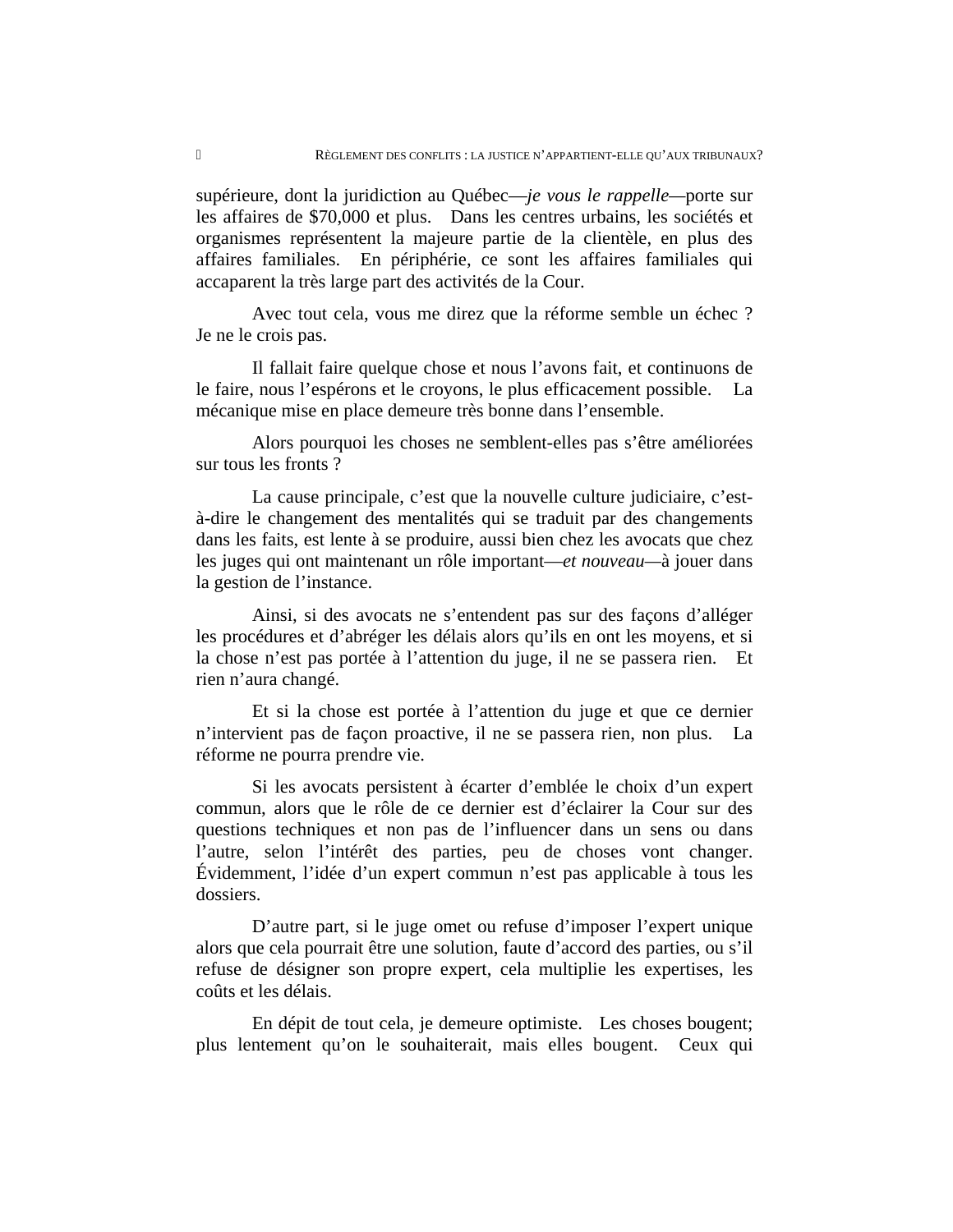supérieure, dont la juridiction au Québec—*je vous le rappelle*—porte sur les affaires de $70,000 et plus. Dans les centres urbains, les sociétés et organismes représentent la majeure partie de la clientèle, en plus des affaires familiales. En périphérie, ce sont les affaires familiales qui accaparent la très large part des activités de la Cour.

Avec tout cela, vous me direz que la réforme semble un échec ? Je ne le crois pas.

Il fallait faire quelque chose et nous l'avons fait, et continuons de le faire, nous l'espérons et le croyons, le plus efficacement possible. La mécanique mise en place demeure très bonne dans l'ensemble.

Alors pourquoi les choses ne semblent-elles pas s'être améliorées sur tous les fronts ?

La cause principale, c'est que la nouvelle culture judiciaire, c'est-à-dire le changement des mentalités qui se traduit par des changements dans les faits, est lente à se produire, aussi bien chez les avocats que chez les juges qui ont maintenant un rôle important—*et nouveau*—à jouer dans la gestion de l'instance.

Ainsi, si des avocats ne s'entendent pas sur des façons d'alléger les procédures et d'abréger les délais alors qu'ils en ont les moyens, et si la chose n'est pas portée à l'attention du juge, il ne se passera rien. Et rien n'aura changé.

Et si la chose est portée à l'attention du juge et que ce dernier n'intervient pas de façon proactive, il ne se passera rien, non plus. La réforme ne pourra prendre vie.

Si les avocats persistent à écarter d'emblée le choix d'un expert commun, alors que le rôle de ce dernier est d'éclairer la Cour sur des questions techniques et non pas de l'influencer dans un sens ou dans l'autre, selon l'intérêt des parties, peu de choses vont changer. Évidemment, l'idée d'un expert commun n'est pas applicable à tous les dossiers.

D'autre part, si le juge omet ou refuse d'imposer l'expert unique alors que cela pourrait être une solution, faute d'accord des parties, ou s'il refuse de désigner son propre expert, cela multiplie les expertises, les coûts et les délais.

En dépit de tout cela, je demeure optimiste. Les choses bougent; plus lentement qu'on le souhaiterait, mais elles bougent. Ceux qui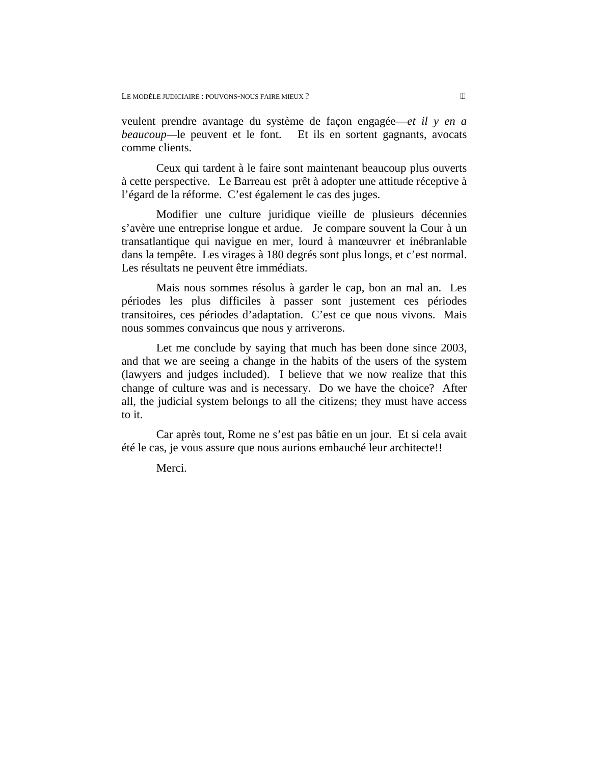veulent prendre avantage du système de façon engagée—*et il y en a beaucoup*—le peuvent et le font. Et ils en sortent gagnants, avocats comme clients.

Ceux qui tardent à le faire sont maintenant beaucoup plus ouverts à cette perspective. Le Barreau est prêt à adopter une attitude réceptive à l'égard de la réforme. C'est également le cas des juges.

Modifier une culture juridique vieille de plusieurs décennies s'avère une entreprise longue et ardue. Je compare souvent la Cour à un transatlantique qui navigue en mer, lourd à manœuvrer et inébranlable dans la tempête. Les virages à 180 degrés sont plus longs, et c'est normal. Les résultats ne peuvent être immédiats.

Mais nous sommes résolus à garder le cap, bon an mal an. Les périodes les plus difficiles à passer sont justement ces périodes transitoires, ces périodes d'adaptation. C'est ce que nous vivons. Mais nous sommes convaincus que nous y arriverons.

Let me conclude by saying that much has been done since 2003, and that we are seeing a change in the habits of the users of the system (lawyers and judges included). I believe that we now realize that this change of culture was and is necessary. Do we have the choice? After all, the judicial system belongs to all the citizens; they must have access to it.

Car après tout, Rome ne s'est pas bâtie en un jour. Et si cela avait été le cas, je vous assure que nous aurions embauché leur architecte!!

Merci.